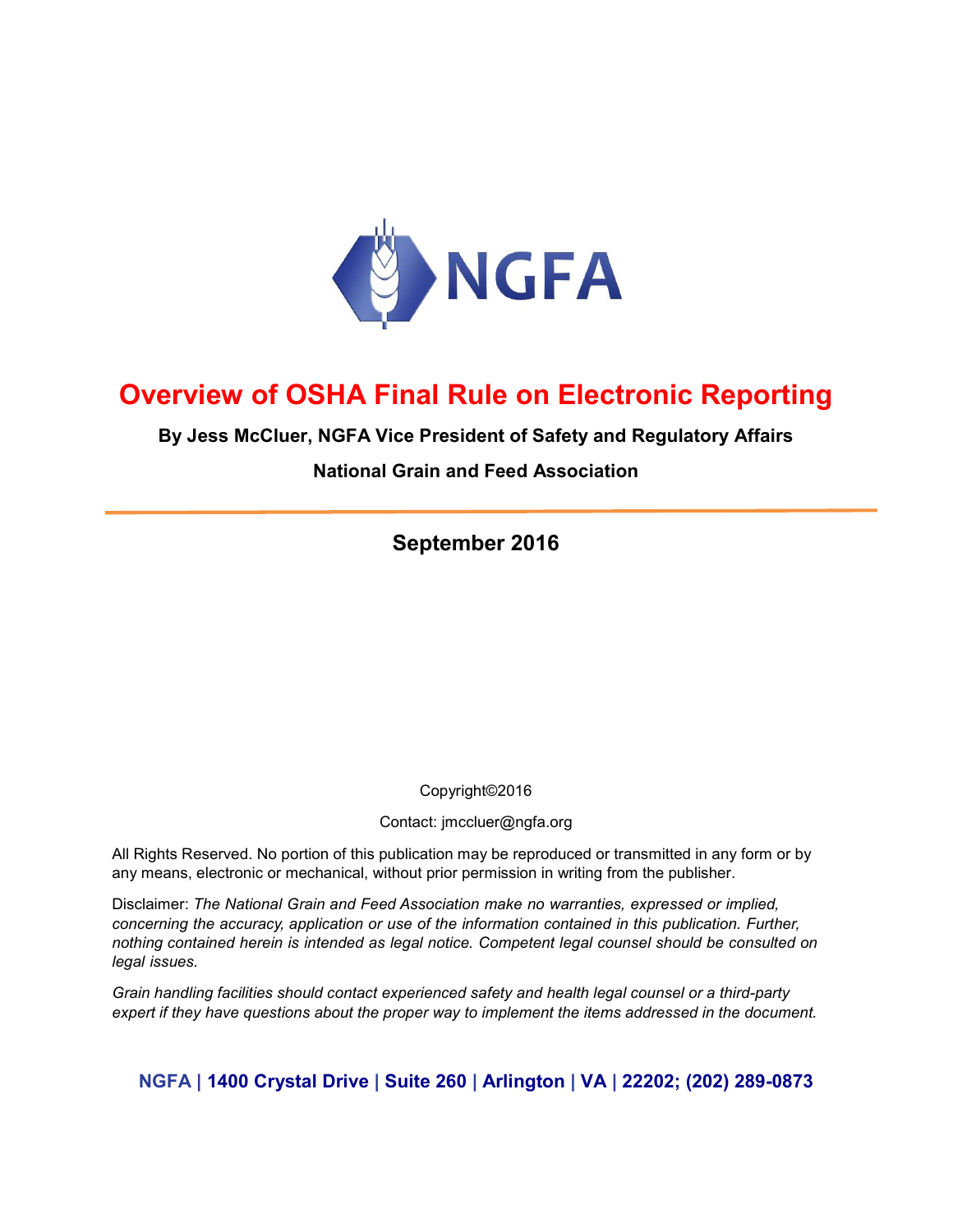# Overview of OSHA Final Rule on Electronic Reporting

**By Jess McCluer, NGFA Vice President of Safety and Regulatory Affairs**

**National Grain and Feed Association**

**September 2016**

Copyright©2016

Contact: jmccluer@ngfa.org

All Rights Reserved. No portion of this publication may be reproduced or transmitted in any form or by any means, electronic or mechanical, without prior permission in writing from the publisher.

Disclaimer: *The National Grain and Feed Association make no warranties, expressed or implied, concerning the accuracy, application or use of the information contained in this publication. Further, nothing contained herein is intended as legal notice. Competent legal counsel should be consulted on legal issues.*

*Grain handling facilities should contact experienced safety and health legal counsel or a third-party expert if they have questions about the proper way to implement the items addressed in the document.*

**NGFA | 1400 Crystal Drive | Suite 260 | Arlington | VA | 22202; (202) 289-0873**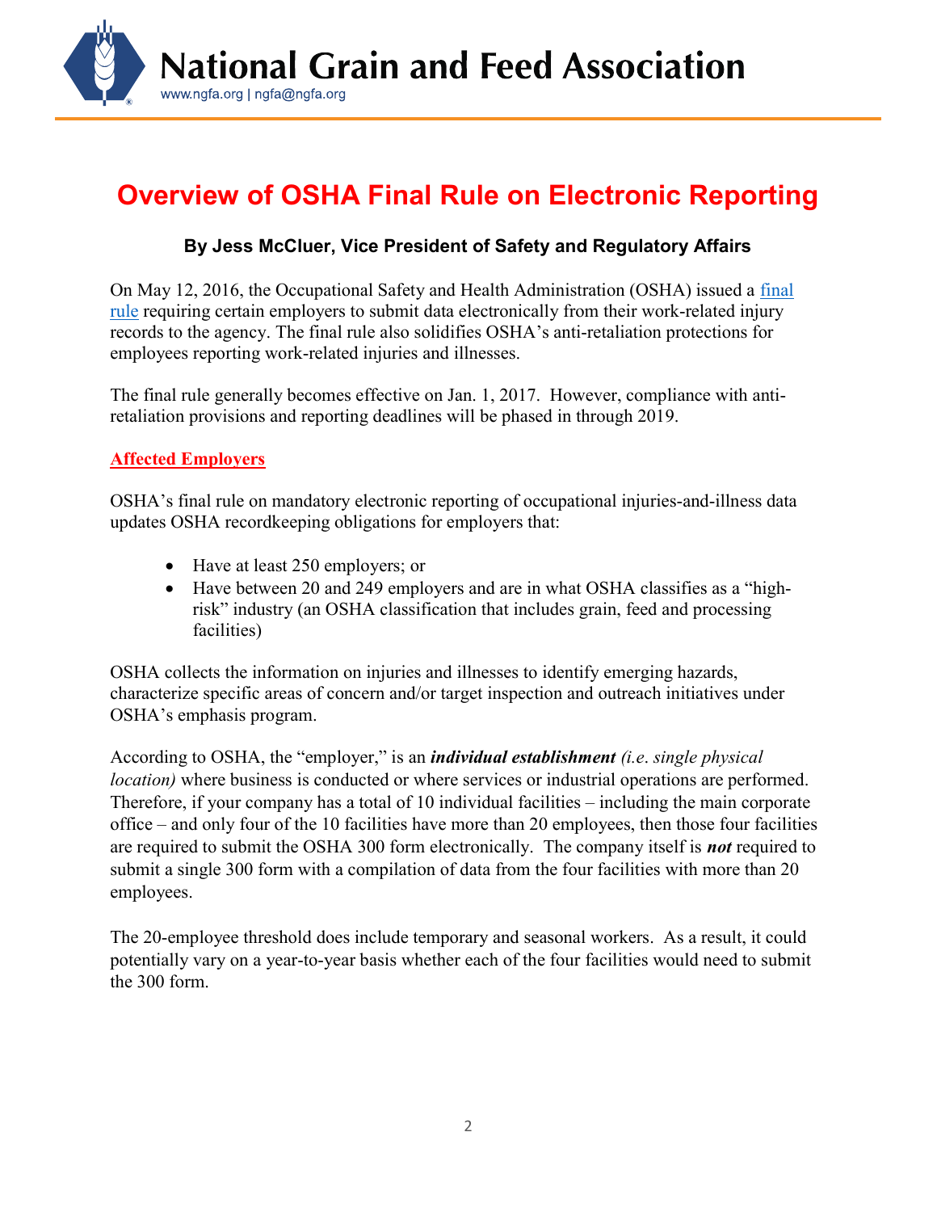# Overview of OSHA Final Rule on Electronic Reporting

### By Jess McCluer, Vice President of Safety and Regulatory Affairs

On May 12, 2016, the Occupational Safety and Health Administration (OSHA) issued a [final rule](final rule) requiring certain employers to submit data electronically from their work-related injury records to the agency. The final rule also solidifies OSHA's anti-retaliation protections for employees reporting work-related injuries and illnesses.

The final rule generally becomes effective on Jan. 1, 2017. However, compliance with anti-retaliation provisions and reporting deadlines will be phased in through 2019.

## Affected Employers

OSHA's final rule on mandatory electronic reporting of occupational injuries-and-illness data updates OSHA recordkeeping obligations for employers that:

- Have at least 250 employers; or
- Have between 20 and 249 employers and are in what OSHA classifies as a "high-risk" industry (an OSHA classification that includes grain, feed and processing facilities)

OSHA collects the information on injuries and illnesses to identify emerging hazards, characterize specific areas of concern and/or target inspection and outreach initiatives under OSHA's emphasis program.

According to OSHA, the "employer," is an ***individual establishment*** *(i.e. single physical location)* where business is conducted or where services or industrial operations are performed. Therefore, if your company has a total of 10 individual facilities – including the main corporate office – and only four of the 10 facilities have more than 20 employees, then those four facilities are required to submit the OSHA 300 form electronically. The company itself is ***not*** required to submit a single 300 form with a compilation of data from the four facilities with more than 20 employees.

The 20-employee threshold does include temporary and seasonal workers. As a result, it could potentially vary on a year-to-year basis whether each of the four facilities would need to submit the 300 form.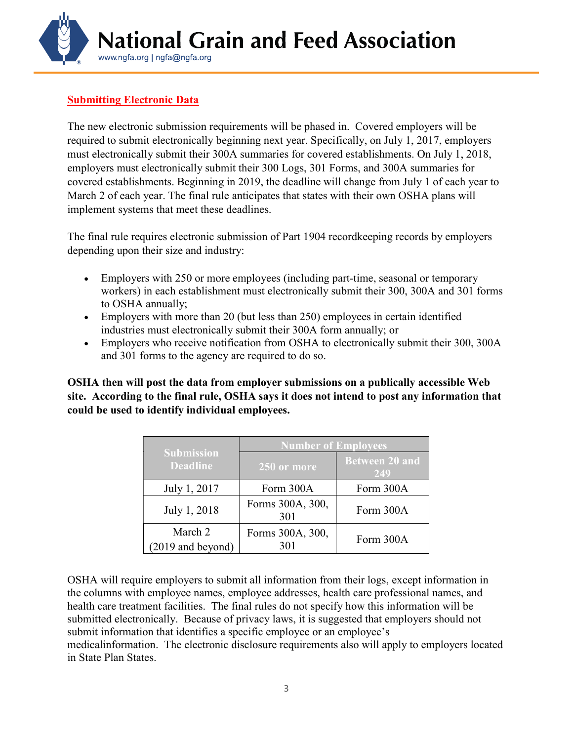## Submitting Electronic Data

The new electronic submission requirements will be phased in. Covered employers will be required to submit electronically beginning next year. Specifically, on July 1, 2017, employers must electronically submit their 300A summaries for covered establishments. On July 1, 2018, employers must electronically submit their 300 Logs, 301 Forms, and 300A summaries for covered establishments. Beginning in 2019, the deadline will change from July 1 of each year to March 2 of each year. The final rule anticipates that states with their own OSHA plans will implement systems that meet these deadlines.

The final rule requires electronic submission of Part 1904 recordkeeping records by employers depending upon their size and industry:

- Employers with 250 or more employees (including part-time, seasonal or temporary workers) in each establishment must electronically submit their 300, 300A and 301 forms to OSHA annually;
- Employers with more than 20 (but less than 250) employees in certain identified industries must electronically submit their 300A form annually; or
- Employers who receive notification from OSHA to electronically submit their 300, 300A and 301 forms to the agency are required to do so.

**OSHA then will post the data from employer submissions on a publically accessible Web site. According to the final rule, OSHA says it does not intend to post any information that could be used to identify individual employees.**

| Submission Deadline | Number of Employees | |
|---|---|---|
| | 250 or more | Between 20 and 249 |
| July 1, 2017 | Form 300A | Form 300A |
| July 1, 2018 | Forms 300A, 300, 301 | Form 300A |
| March 2 (2019 and beyond) | Forms 300A, 300, 301 | Form 300A |

OSHA will require employers to submit all information from their logs, except information in the columns with employee names, employee addresses, health care professional names, and health care treatment facilities. The final rules do not specify how this information will be submitted electronically. Because of privacy laws, it is suggested that employers should not submit information that identifies a specific employee or an employee's medicalinformation. The electronic disclosure requirements also will apply to employers located in State Plan States.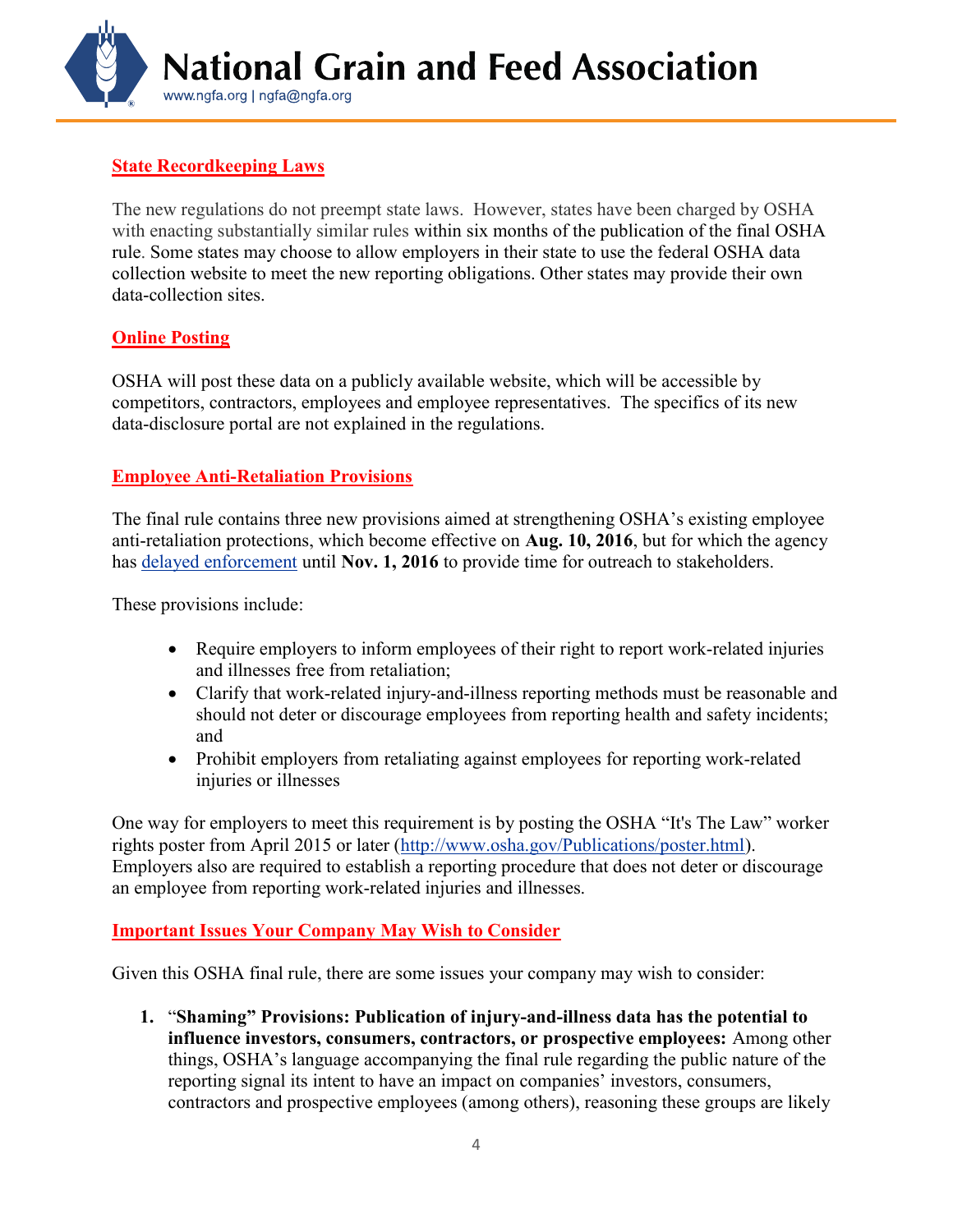## State Recordkeeping Laws

The new regulations do not preempt state laws. However, states have been charged by OSHA with enacting substantially similar rules within six months of the publication of the final OSHA rule. Some states may choose to allow employers in their state to use the federal OSHA data collection website to meet the new reporting obligations. Other states may provide their own data-collection sites.

## Online Posting

OSHA will post these data on a publicly available website, which will be accessible by competitors, contractors, employees and employee representatives. The specifics of its new data-disclosure portal are not explained in the regulations.

## Employee Anti-Retaliation Provisions

The final rule contains three new provisions aimed at strengthening OSHA's existing employee anti-retaliation protections, which become effective on **Aug. 10, 2016**, but for which the agency has [delayed enforcement](delayed enforcement) until **Nov. 1, 2016** to provide time for outreach to stakeholders.

These provisions include:

- Require employers to inform employees of their right to report work-related injuries and illnesses free from retaliation;
- Clarify that work-related injury-and-illness reporting methods must be reasonable and should not deter or discourage employees from reporting health and safety incidents; and
- Prohibit employers from retaliating against employees for reporting work-related injuries or illnesses

One way for employers to meet this requirement is by posting the OSHA "It's The Law" worker rights poster from April 2015 or later (http://www.osha.gov/Publications/poster.html). Employers also are required to establish a reporting procedure that does not deter or discourage an employee from reporting work-related injuries and illnesses.

## Important Issues Your Company May Wish to Consider

Given this OSHA final rule, there are some issues your company may wish to consider:

1. "**Shaming" Provisions: Publication of injury-and-illness data has the potential to influence investors, consumers, contractors, or prospective employees:** Among other things, OSHA's language accompanying the final rule regarding the public nature of the reporting signal its intent to have an impact on companies' investors, consumers, contractors and prospective employees (among others), reasoning these groups are likely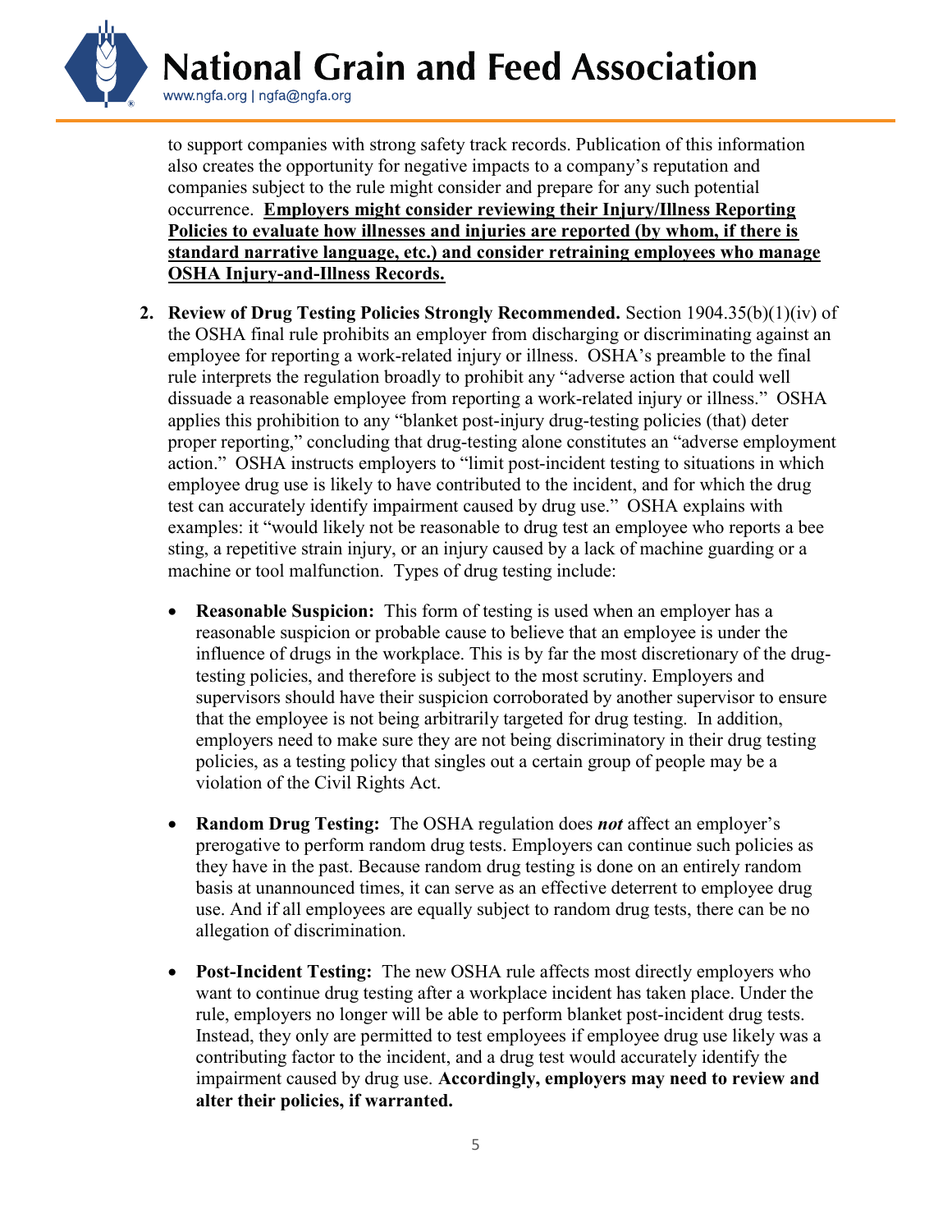to support companies with strong safety track records. Publication of this information also creates the opportunity for negative impacts to a company's reputation and companies subject to the rule might consider and prepare for any such potential occurrence. **<u>Employers might consider reviewing their Injury/Illness Reporting Policies to evaluate how illnesses and injuries are reported (by whom, if there is standard narrative language, etc.) and consider retraining employees who manage OSHA Injury-and-Illness Records.</u>**

2. **Review of Drug Testing Policies Strongly Recommended.** Section 1904.35(b)(1)(iv) of the OSHA final rule prohibits an employer from discharging or discriminating against an employee for reporting a work-related injury or illness. OSHA's preamble to the final rule interprets the regulation broadly to prohibit any "adverse action that could well dissuade a reasonable employee from reporting a work-related injury or illness." OSHA applies this prohibition to any "blanket post-injury drug-testing policies (that) deter proper reporting," concluding that drug-testing alone constitutes an "adverse employment action." OSHA instructs employers to "limit post-incident testing to situations in which employee drug use is likely to have contributed to the incident, and for which the drug test can accurately identify impairment caused by drug use." OSHA explains with examples: it "would likely not be reasonable to drug test an employee who reports a bee sting, a repetitive strain injury, or an injury caused by a lack of machine guarding or a machine or tool malfunction. Types of drug testing include:

   - **Reasonable Suspicion:** This form of testing is used when an employer has a reasonable suspicion or probable cause to believe that an employee is under the influence of drugs in the workplace. This is by far the most discretionary of the drug-testing policies, and therefore is subject to the most scrutiny. Employers and supervisors should have their suspicion corroborated by another supervisor to ensure that the employee is not being arbitrarily targeted for drug testing. In addition, employers need to make sure they are not being discriminatory in their drug testing policies, as a testing policy that singles out a certain group of people may be a violation of the Civil Rights Act.

   - **Random Drug Testing:** The OSHA regulation does ***not*** affect an employer's prerogative to perform random drug tests. Employers can continue such policies as they have in the past. Because random drug testing is done on an entirely random basis at unannounced times, it can serve as an effective deterrent to employee drug use. And if all employees are equally subject to random drug tests, there can be no allegation of discrimination.

   - **Post-Incident Testing:** The new OSHA rule affects most directly employers who want to continue drug testing after a workplace incident has taken place. Under the rule, employers no longer will be able to perform blanket post-incident drug tests. Instead, they only are permitted to test employees if employee drug use likely was a contributing factor to the incident, and a drug test would accurately identify the impairment caused by drug use. **Accordingly, employers may need to review and alter their policies, if warranted.**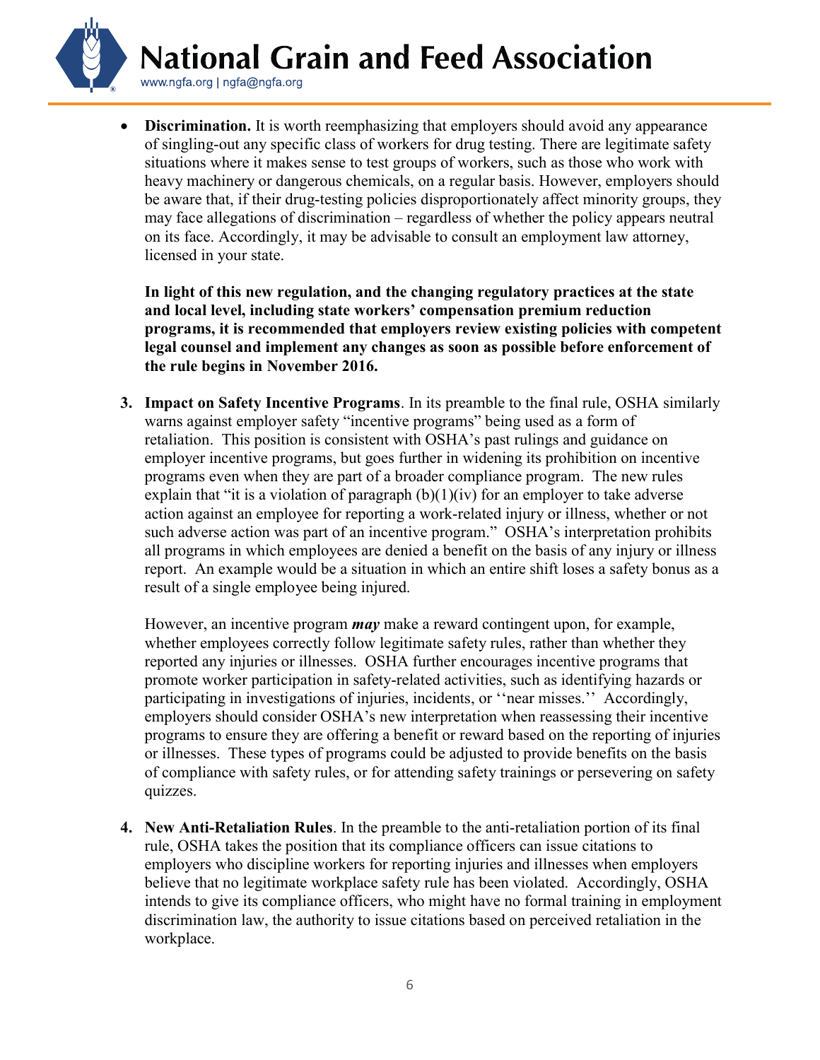- **Discrimination.** It is worth reemphasizing that employers should avoid any appearance of singling-out any specific class of workers for drug testing. There are legitimate safety situations where it makes sense to test groups of workers, such as those who work with heavy machinery or dangerous chemicals, on a regular basis. However, employers should be aware that, if their drug-testing policies disproportionately affect minority groups, they may face allegations of discrimination – regardless of whether the policy appears neutral on its face. Accordingly, it may be advisable to consult an employment law attorney, licensed in your state.

  **In light of this new regulation, and the changing regulatory practices at the state and local level, including state workers' compensation premium reduction programs, it is recommended that employers review existing policies with competent legal counsel and implement any changes as soon as possible before enforcement of the rule begins in November 2016.**

3. **Impact on Safety Incentive Programs**. In its preamble to the final rule, OSHA similarly warns against employer safety "incentive programs" being used as a form of retaliation. This position is consistent with OSHA's past rulings and guidance on employer incentive programs, but goes further in widening its prohibition on incentive programs even when they are part of a broader compliance program. The new rules explain that "it is a violation of paragraph (b)(1)(iv) for an employer to take adverse action against an employee for reporting a work-related injury or illness, whether or not such adverse action was part of an incentive program." OSHA's interpretation prohibits all programs in which employees are denied a benefit on the basis of any injury or illness report. An example would be a situation in which an entire shift loses a safety bonus as a result of a single employee being injured.

   However, an incentive program ***may*** make a reward contingent upon, for example, whether employees correctly follow legitimate safety rules, rather than whether they reported any injuries or illnesses. OSHA further encourages incentive programs that promote worker participation in safety-related activities, such as identifying hazards or participating in investigations of injuries, incidents, or ''near misses.'' Accordingly, employers should consider OSHA's new interpretation when reassessing their incentive programs to ensure they are offering a benefit or reward based on the reporting of injuries or illnesses. These types of programs could be adjusted to provide benefits on the basis of compliance with safety rules, or for attending safety trainings or persevering on safety quizzes.

4. **New Anti-Retaliation Rules**. In the preamble to the anti-retaliation portion of its final rule, OSHA takes the position that its compliance officers can issue citations to employers who discipline workers for reporting injuries and illnesses when employers believe that no legitimate workplace safety rule has been violated. Accordingly, OSHA intends to give its compliance officers, who might have no formal training in employment discrimination law, the authority to issue citations based on perceived retaliation in the workplace.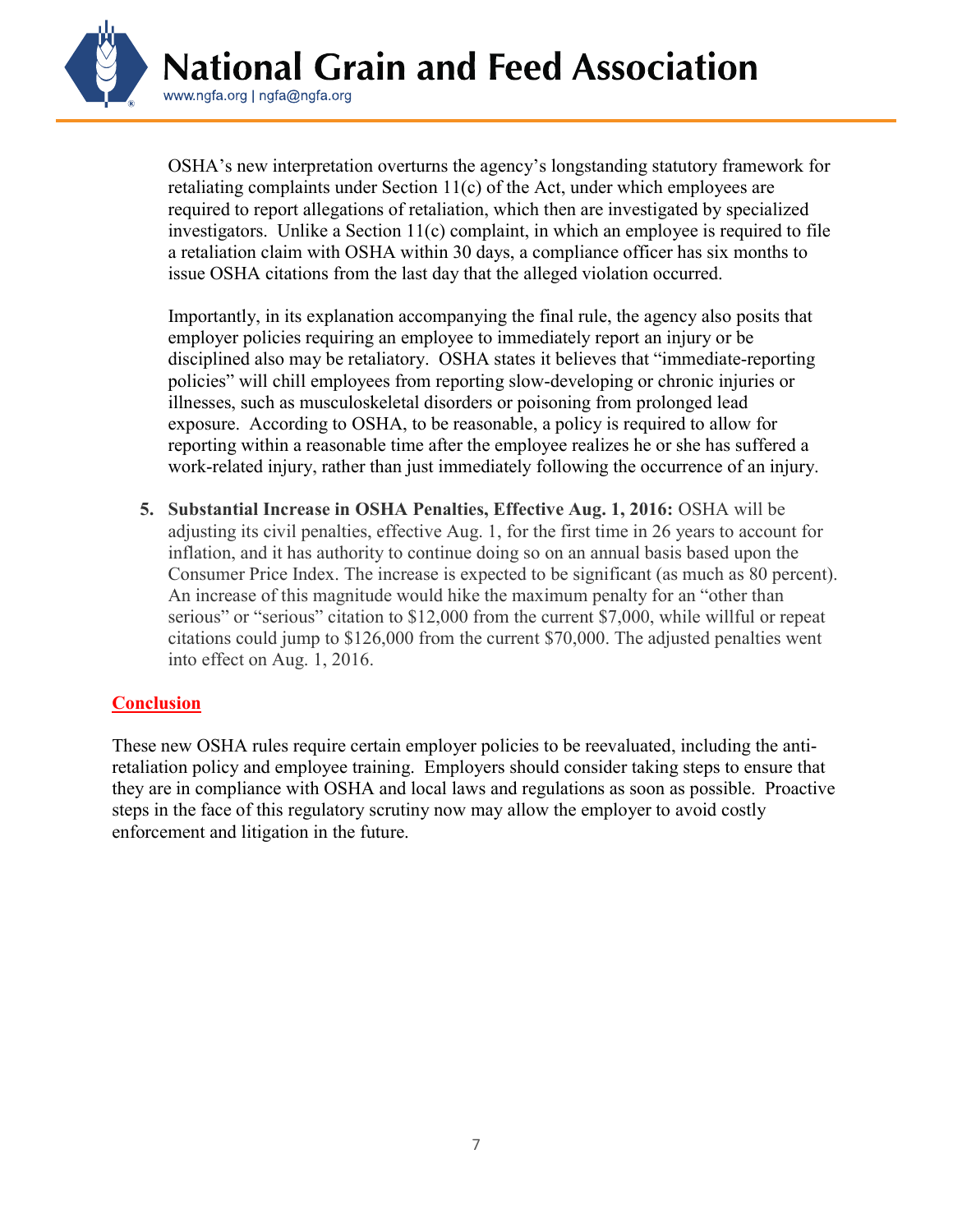OSHA's new interpretation overturns the agency's longstanding statutory framework for retaliating complaints under Section 11(c) of the Act, under which employees are required to report allegations of retaliation, which then are investigated by specialized investigators. Unlike a Section 11(c) complaint, in which an employee is required to file a retaliation claim with OSHA within 30 days, a compliance officer has six months to issue OSHA citations from the last day that the alleged violation occurred.

Importantly, in its explanation accompanying the final rule, the agency also posits that employer policies requiring an employee to immediately report an injury or be disciplined also may be retaliatory. OSHA states it believes that "immediate-reporting policies" will chill employees from reporting slow-developing or chronic injuries or illnesses, such as musculoskeletal disorders or poisoning from prolonged lead exposure. According to OSHA, to be reasonable, a policy is required to allow for reporting within a reasonable time after the employee realizes he or she has suffered a work-related injury, rather than just immediately following the occurrence of an injury.

5. **Substantial Increase in OSHA Penalties, Effective Aug. 1, 2016:** OSHA will be adjusting its civil penalties, effective Aug. 1, for the first time in 26 years to account for inflation, and it has authority to continue doing so on an annual basis based upon the Consumer Price Index. The increase is expected to be significant (as much as 80 percent). An increase of this magnitude would hike the maximum penalty for an "other than serious" or "serious" citation to $12,000 from the current $7,000, while willful or repeat citations could jump to $126,000 from the current $70,000. The adjusted penalties went into effect on Aug. 1, 2016.

## Conclusion

These new OSHA rules require certain employer policies to be reevaluated, including the anti-retaliation policy and employee training. Employers should consider taking steps to ensure that they are in compliance with OSHA and local laws and regulations as soon as possible. Proactive steps in the face of this regulatory scrutiny now may allow the employer to avoid costly enforcement and litigation in the future.